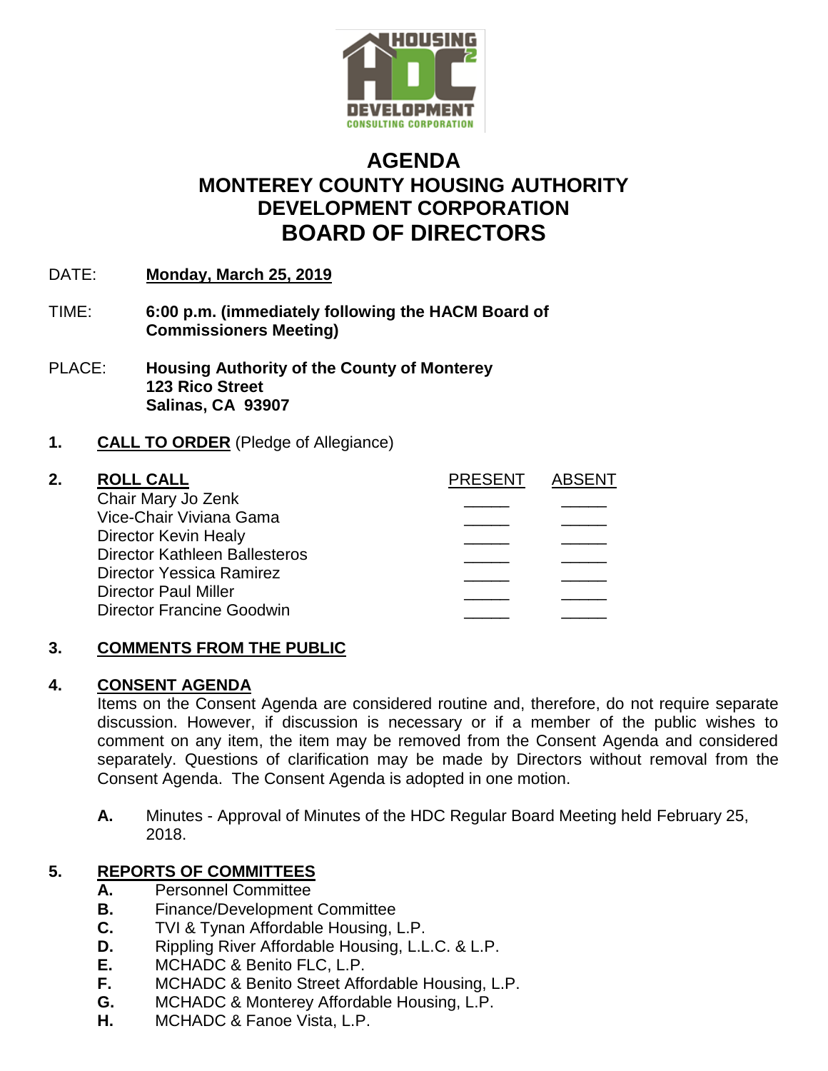# AGENDA
# MONTEREY COUNTY HOUSING AUTHORITY DEVELOPMENT CORPORATION
# BOARD OF DIRECTORS

DATE: **Monday, March 25, 2019**

TIME: **6:00 p.m. (immediately following the HACM Board of Commissioners Meeting)**

PLACE: **Housing Authority of the County of Monterey**
**123 Rico Street**
**Salinas, CA 93907**

**1. CALL TO ORDER** (Pledge of Allegiance)

**2. ROLL CALL**

| | PRESENT | ABSENT |
|---|---|---|
| Chair Mary Jo Zenk | _____ | _____ |
| Vice-Chair Viviana Gama | _____ | _____ |
| Director Kevin Healy | _____ | _____ |
| Director Kathleen Ballesteros | _____ | _____ |
| Director Yessica Ramirez | _____ | _____ |
| Director Paul Miller | _____ | _____ |
| Director Francine Goodwin | _____ | _____ |

**3. COMMENTS FROM THE PUBLIC**

**4. CONSENT AGENDA**

Items on the Consent Agenda are considered routine and, therefore, do not require separate discussion. However, if discussion is necessary or if a member of the public wishes to comment on any item, the item may be removed from the Consent Agenda and considered separately. Questions of clarification may be made by Directors without removal from the Consent Agenda. The Consent Agenda is adopted in one motion.

**A.** Minutes - Approval of Minutes of the HDC Regular Board Meeting held February 25, 2018.

**5. REPORTS OF COMMITTEES**

**A.** Personnel Committee
**B.** Finance/Development Committee
**C.** TVI & Tynan Affordable Housing, L.P.
**D.** Rippling River Affordable Housing, L.L.C. & L.P.
**E.** MCHADC & Benito FLC, L.P.
**F.** MCHADC & Benito Street Affordable Housing, L.P.
**G.** MCHADC & Monterey Affordable Housing, L.P.
**H.** MCHADC & Fanoe Vista, L.P.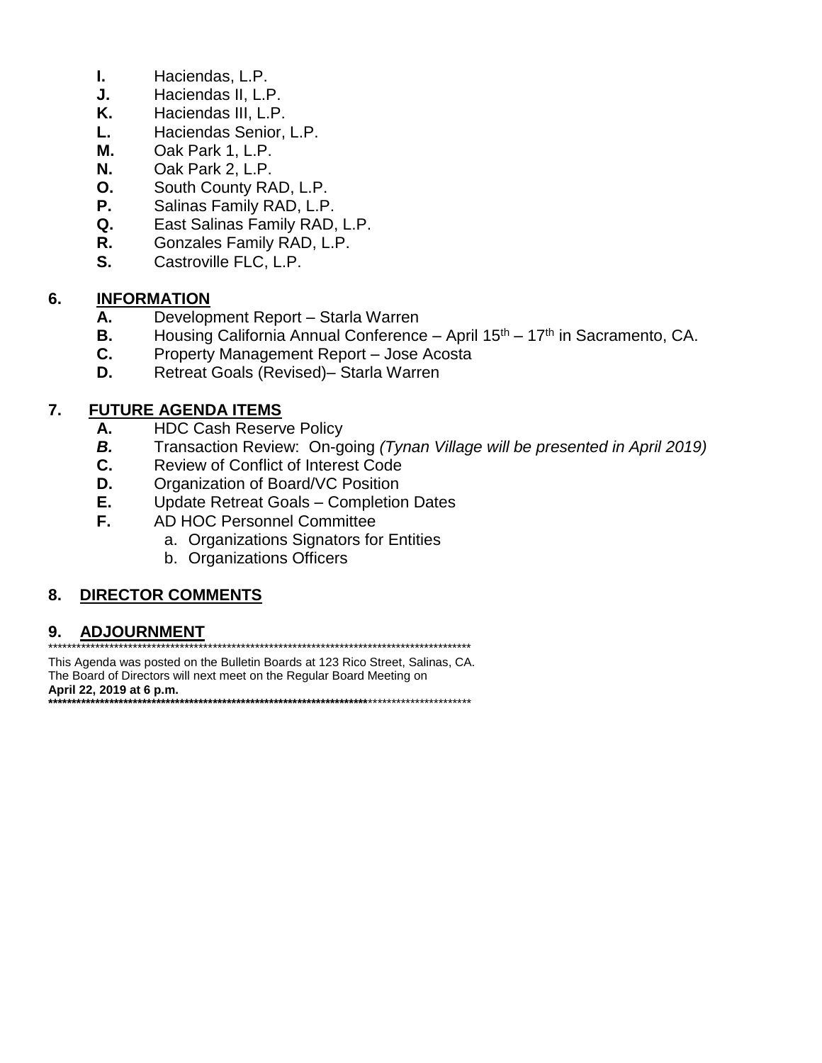- **I.** Haciendas, L.P.
- **J.** Haciendas II, L.P.
- **K.** Haciendas III, L.P.
- **L.** Haciendas Senior, L.P.
- **M.** Oak Park 1, L.P.
- **N.** Oak Park 2, L.P.
- **O.** South County RAD, L.P.
- **P.** Salinas Family RAD, L.P.
- **Q.** East Salinas Family RAD, L.P.
- **R.** Gonzales Family RAD, L.P.
- **S.** Castroville FLC, L.P.

## 6. INFORMATION

- **A.** Development Report – Starla Warren
- **B.** Housing California Annual Conference – April 15th – 17th in Sacramento, CA.
- **C.** Property Management Report – Jose Acosta
- **D.** Retreat Goals (Revised)– Starla Warren

## 7. FUTURE AGENDA ITEMS

- **A.** HDC Cash Reserve Policy
- ***B.*** Transaction Review: On-going *(Tynan Village will be presented in April 2019)*
- **C.** Review of Conflict of Interest Code
- **D.** Organization of Board/VC Position
- **E.** Update Retreat Goals – Completion Dates
- **F.** AD HOC Personnel Committee
  - a. Organizations Signators for Entities
  - b. Organizations Officers

## 8. DIRECTOR COMMENTS

## 9. ADJOURNMENT

*******************************************************************************************

This Agenda was posted on the Bulletin Boards at 123 Rico Street, Salinas, CA.
The Board of Directors will next meet on the Regular Board Meeting on
**April 22, 2019 at 6 p.m.**

*******************************************************************************************